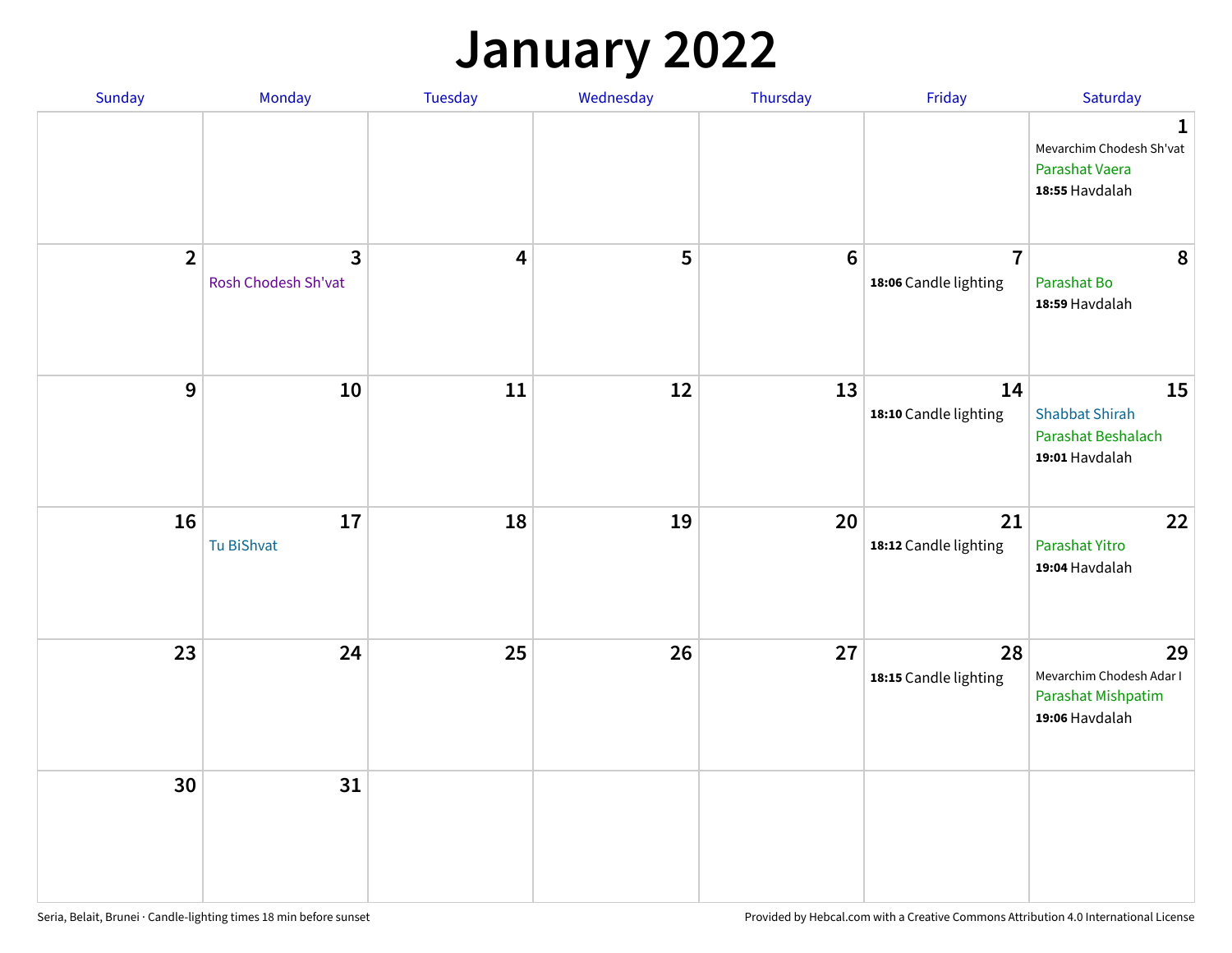# January 2022

| Sunday | Monday | Tuesday | Wednesday | Thursday | Friday | Saturday |
|---|---|---|---|---|---|---|
| | | | | | | **1** Mevarchim Chodesh Sh'vat<br>Parashat Vaera<br>**18:55** Havdalah |
| **2** | **3** Rosh Chodesh Sh'vat | **4** | **5** | **6** | **7** **18:06** Candle lighting | **8** Parashat Bo<br>**18:59** Havdalah |
| **9** | **10** | **11** | **12** | **13** | **14** **18:10** Candle lighting | **15** Shabbat Shirah<br>Parashat Beshalach<br>**19:01** Havdalah |
| **16** | **17** Tu BiShvat | **18** | **19** | **20** | **21** **18:12** Candle lighting | **22** Parashat Yitro<br>**19:04** Havdalah |
| **23** | **24** | **25** | **26** | **27** | **28** **18:15** Candle lighting | **29** Mevarchim Chodesh Adar I<br>Parashat Mishpatim<br>**19:06** Havdalah |
| **30** | **31** | | | | | |

Seria, Belait, Brunei · Candle-lighting times 18 min before sunset

Provided by Hebcal.com with a Creative Commons Attribution 4.0 International License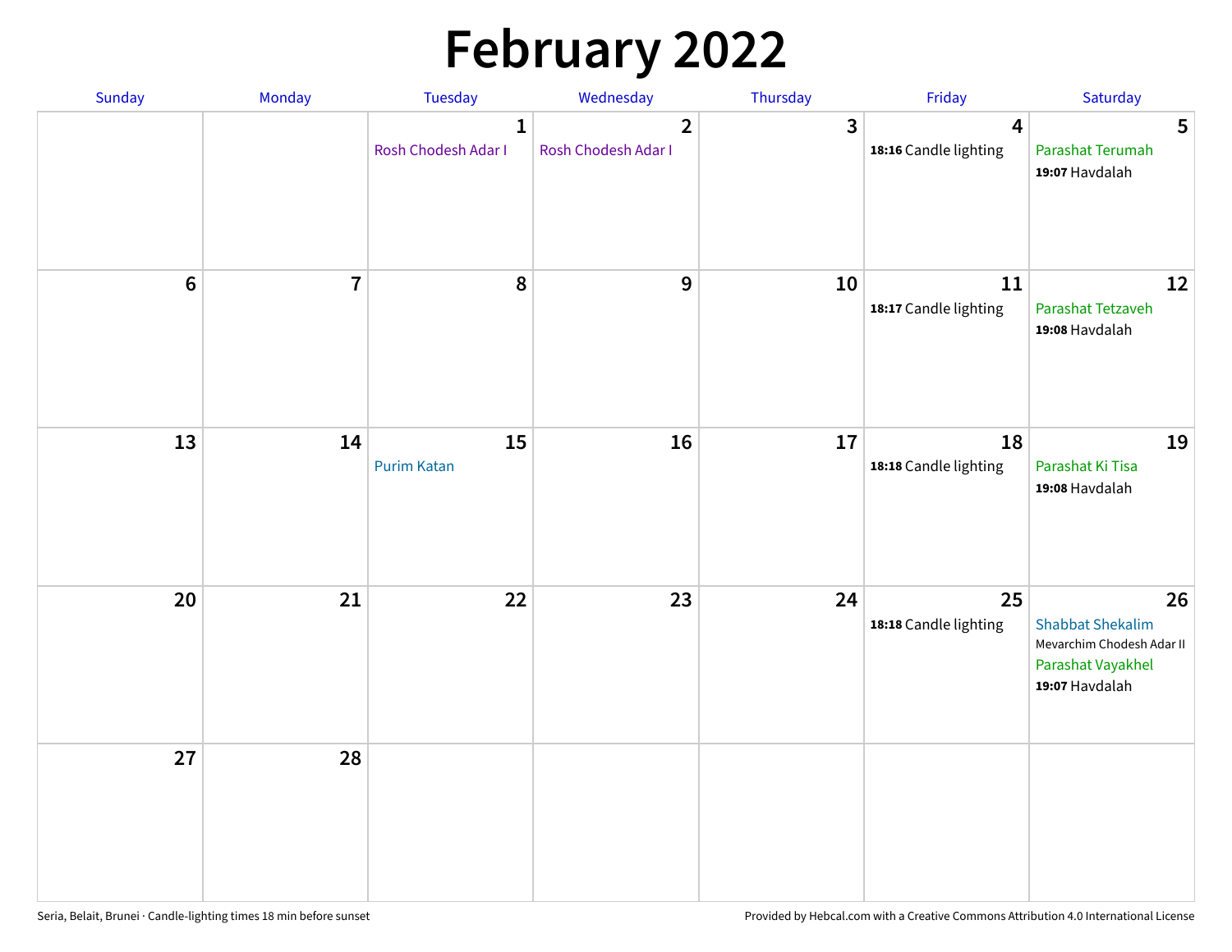# February 2022

| Sunday | Monday | Tuesday | Wednesday | Thursday | Friday | Saturday |
|---|---|---|---|---|---|---|
| | | 1<br>Rosh Chodesh Adar I | 2<br>Rosh Chodesh Adar I | 3 | 4<br>**18:16** Candle lighting | 5<br>Parashat Terumah<br>**19:07** Havdalah |
| 6 | 7 | 8 | 9 | 10 | 11<br>**18:17** Candle lighting | 12<br>Parashat Tetzaveh<br>**19:08** Havdalah |
| 13 | 14 | 15<br>Purim Katan | 16 | 17 | 18<br>**18:18** Candle lighting | 19<br>Parashat Ki Tisa<br>**19:08** Havdalah |
| 20 | 21 | 22 | 23 | 24 | 25<br>**18:18** Candle lighting | 26<br>Shabbat Shekalim<br>Mevarchim Chodesh Adar II<br>Parashat Vayakhel<br>**19:07** Havdalah |
| 27 | 28 | | | | | |

Seria, Belait, Brunei · Candle-lighting times 18 min before sunset

Provided by Hebcal.com with a Creative Commons Attribution 4.0 International License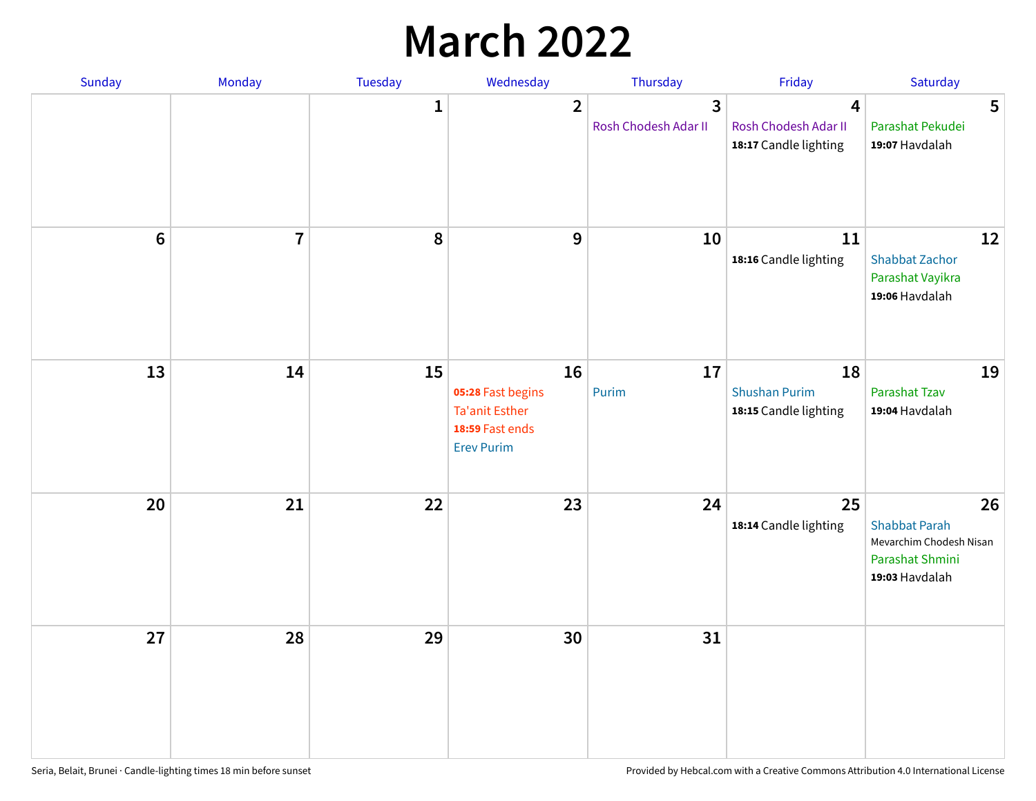# March 2022

| Sunday | Monday | Tuesday | Wednesday | Thursday | Friday | Saturday |
|---|---|---|---|---|---|---|
| | | 1 | 2 | 3<br>Rosh Chodesh Adar II | 4<br>Rosh Chodesh Adar II<br>**18:17** Candle lighting | 5<br>Parashat Pekudei<br>**19:07** Havdalah |
| 6 | 7 | 8 | 9 | 10 | 11<br>**18:16** Candle lighting | 12<br>Shabbat Zachor<br>Parashat Vayikra<br>**19:06** Havdalah |
| 13 | 14 | 15 | 16<br>**05:28** Fast begins<br>Ta'anit Esther<br>**18:59** Fast ends<br>Erev Purim | 17<br>Purim | 18<br>Shushan Purim<br>**18:15** Candle lighting | 19<br>Parashat Tzav<br>**19:04** Havdalah |
| 20 | 21 | 22 | 23 | 24 | 25<br>**18:14** Candle lighting | 26<br>Shabbat Parah<br>Mevarchim Chodesh Nisan<br>Parashat Shmini<br>**19:03** Havdalah |
| 27 | 28 | 29 | 30 | 31 | | |

Seria, Belait, Brunei · Candle-lighting times 18 min before sunset

Provided by Hebcal.com with a Creative Commons Attribution 4.0 International License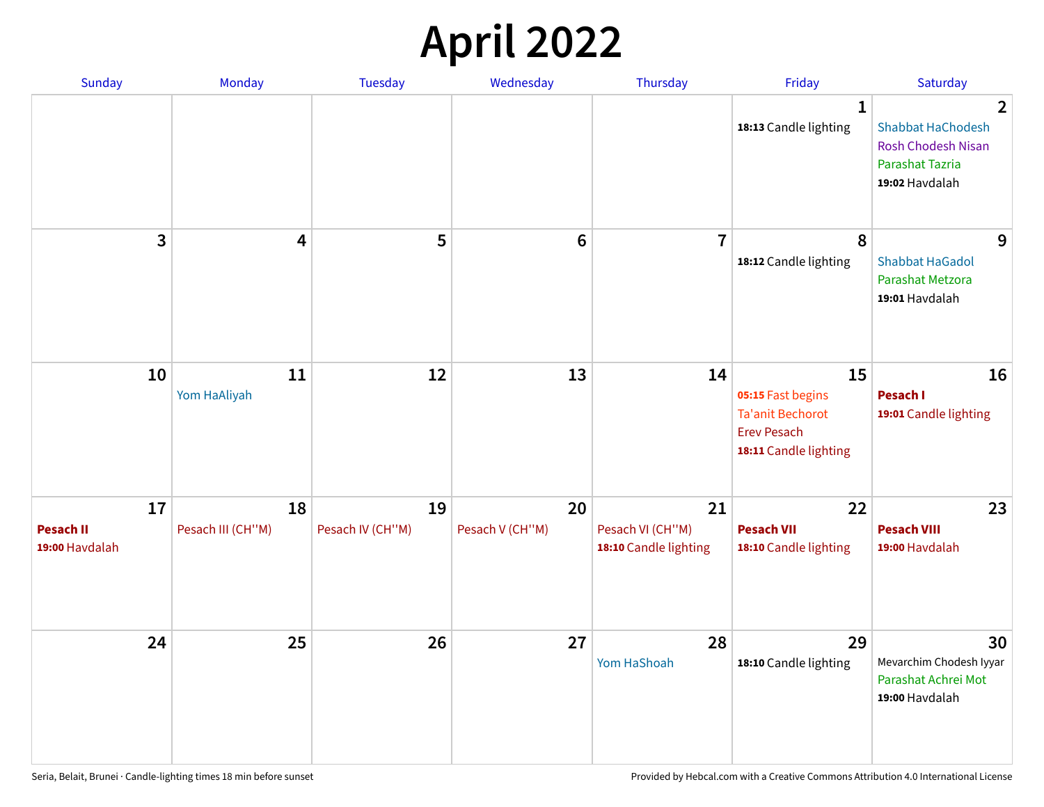# April 2022

| Sunday | Monday | Tuesday | Wednesday | Thursday | Friday | Saturday |
|---|---|---|---|---|---|---|
| | | | | | **1**<br>**18:13** Candle lighting | **2**<br>Shabbat HaChodesh<br>Rosh Chodesh Nisan<br>Parashat Tazria<br>**19:02** Havdalah |
| **3** | **4** | **5** | **6** | **7** | **8**<br>**18:12** Candle lighting | **9**<br>Shabbat HaGadol<br>Parashat Metzora<br>**19:01** Havdalah |
| **10** | **11**<br>Yom HaAliyah | **12** | **13** | **14** | **15**<br>**05:15** Fast begins<br>Ta'anit Bechorot<br>Erev Pesach<br>**18:11** Candle lighting | **16**<br>**Pesach I**<br>**19:01** Candle lighting |
| **17**<br>**Pesach II**<br>**19:00** Havdalah | **18**<br>Pesach III (CH''M) | **19**<br>Pesach IV (CH''M) | **20**<br>Pesach V (CH''M) | **21**<br>Pesach VI (CH''M)<br>**18:10** Candle lighting | **22**<br>**Pesach VII**<br>**18:10** Candle lighting | **23**<br>**Pesach VIII**<br>**19:00** Havdalah |
| **24** | **25** | **26** | **27** | **28**<br>Yom HaShoah | **29**<br>**18:10** Candle lighting | **30**<br>Mevarchim Chodesh Iyyar<br>Parashat Achrei Mot<br>**19:00** Havdalah |

Seria, Belait, Brunei · Candle-lighting times 18 min before sunset

Provided by Hebcal.com with a Creative Commons Attribution 4.0 International License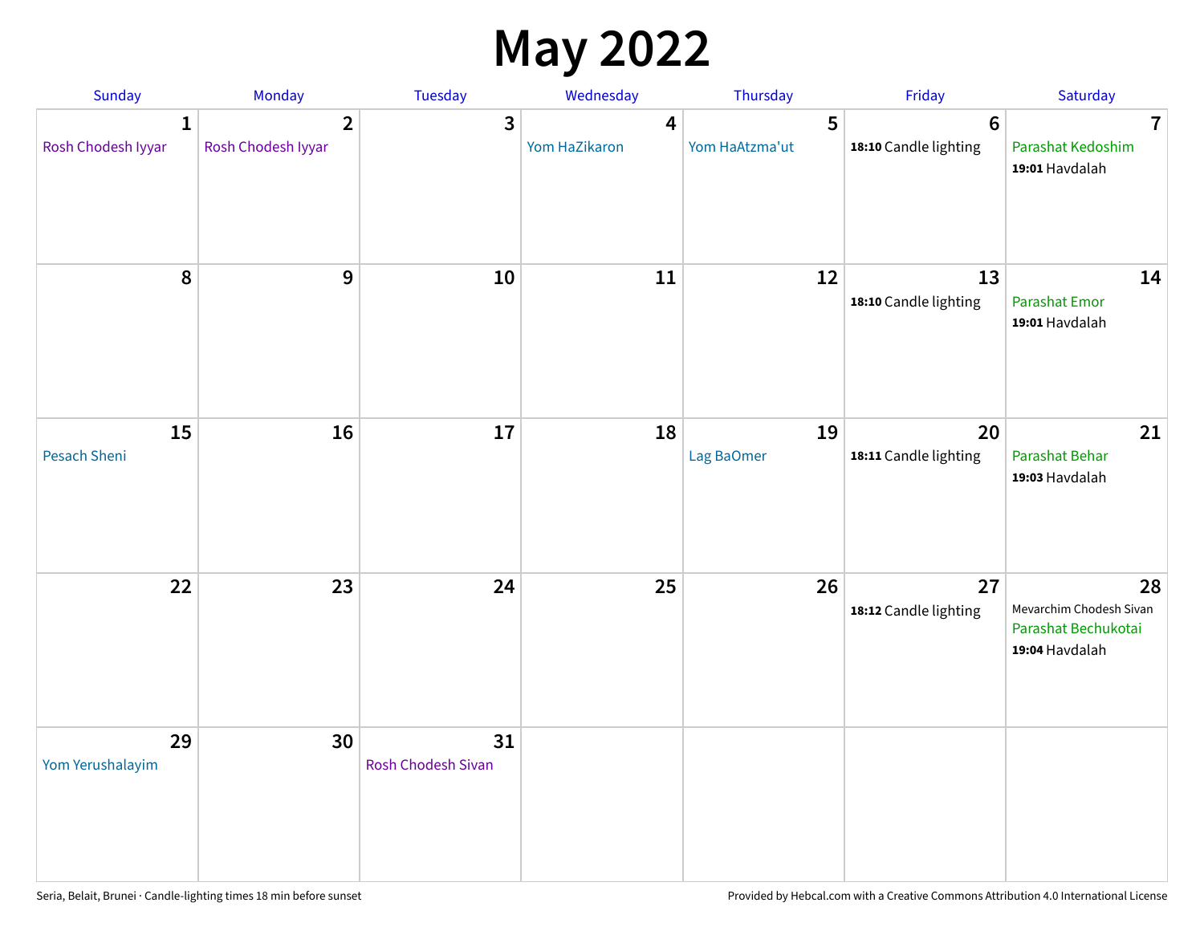# May 2022

| Sunday | Monday | Tuesday | Wednesday | Thursday | Friday | Saturday |
|---|---|---|---|---|---|---|
| **1** Rosh Chodesh Iyyar | **2** Rosh Chodesh Iyyar | **3** | **4** Yom HaZikaron | **5** Yom HaAtzma'ut | **6** **18:10** Candle lighting | **7** Parashat Kedoshim **19:01** Havdalah |
| **8** | **9** | **10** | **11** | **12** | **13** **18:10** Candle lighting | **14** Parashat Emor **19:01** Havdalah |
| **15** Pesach Sheni | **16** | **17** | **18** | **19** Lag BaOmer | **20** **18:11** Candle lighting | **21** Parashat Behar **19:03** Havdalah |
| **22** | **23** | **24** | **25** | **26** | **27** **18:12** Candle lighting | **28** Mevarchim Chodesh Sivan Parashat Bechukotai **19:04** Havdalah |
| **29** Yom Yerushalayim | **30** | **31** Rosh Chodesh Sivan | | | | |

Seria, Belait, Brunei · Candle-lighting times 18 min before sunset

Provided by Hebcal.com with a Creative Commons Attribution 4.0 International License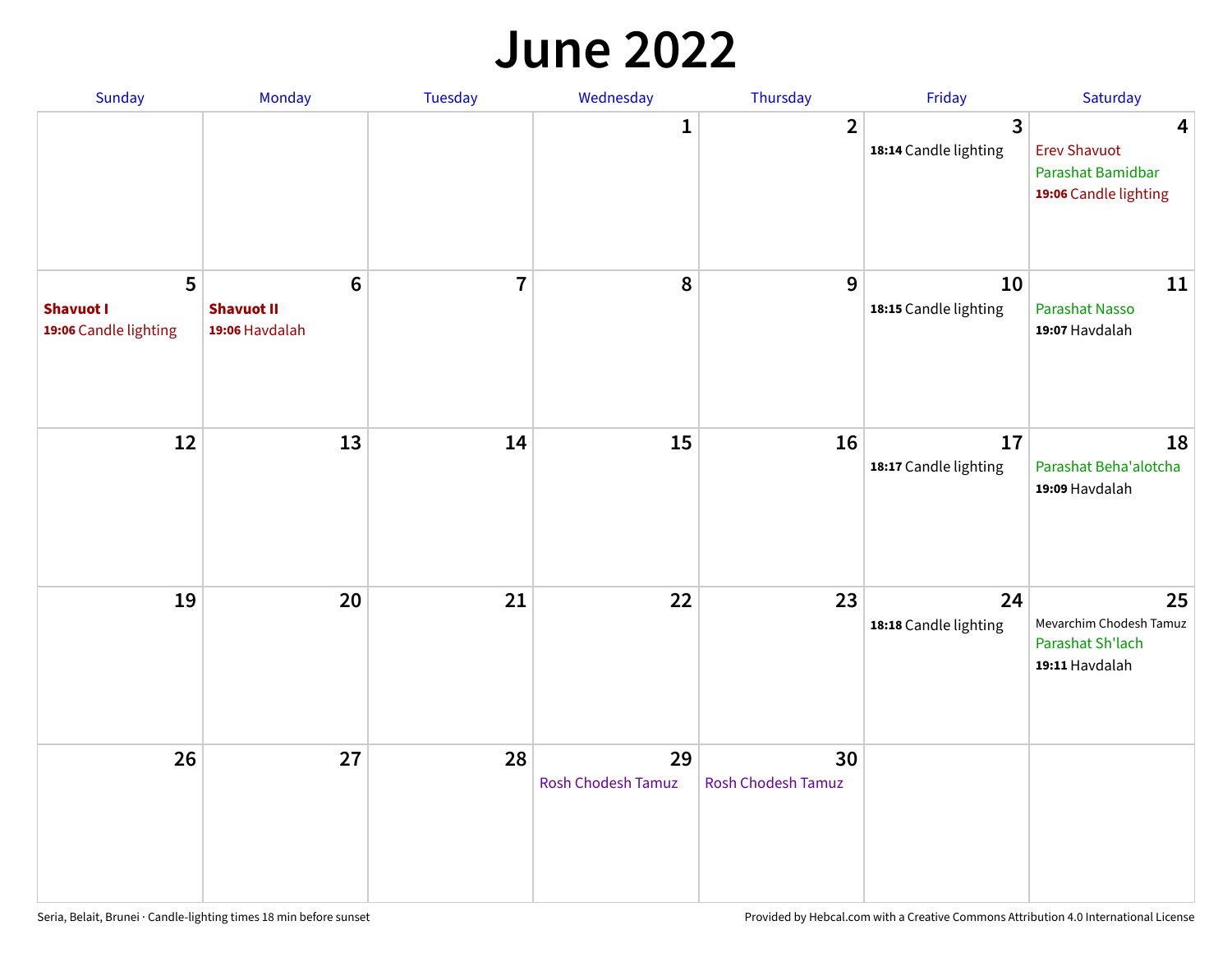# June 2022

| Sunday | Monday | Tuesday | Wednesday | Thursday | Friday | Saturday |
|---|---|---|---|---|---|---|
| | | | 1 | 2 | 3<br>**18:14** Candle lighting | 4<br>Erev Shavuot<br>Parashat Bamidbar<br>**19:06** Candle lighting |
| 5<br>**Shavuot I**<br>**19:06** Candle lighting | 6<br>**Shavuot II**<br>**19:06** Havdalah | 7 | 8 | 9 | 10<br>**18:15** Candle lighting | 11<br>Parashat Nasso<br>**19:07** Havdalah |
| 12 | 13 | 14 | 15 | 16 | 17<br>**18:17** Candle lighting | 18<br>Parashat Beha'alotcha<br>**19:09** Havdalah |
| 19 | 20 | 21 | 22 | 23 | 24<br>**18:18** Candle lighting | 25<br>Mevarchim Chodesh Tamuz<br>Parashat Sh'lach<br>**19:11** Havdalah |
| 26 | 27 | 28 | 29<br>Rosh Chodesh Tamuz | 30<br>Rosh Chodesh Tamuz | | |

Seria, Belait, Brunei · Candle-lighting times 18 min before sunset

Provided by Hebcal.com with a Creative Commons Attribution 4.0 International License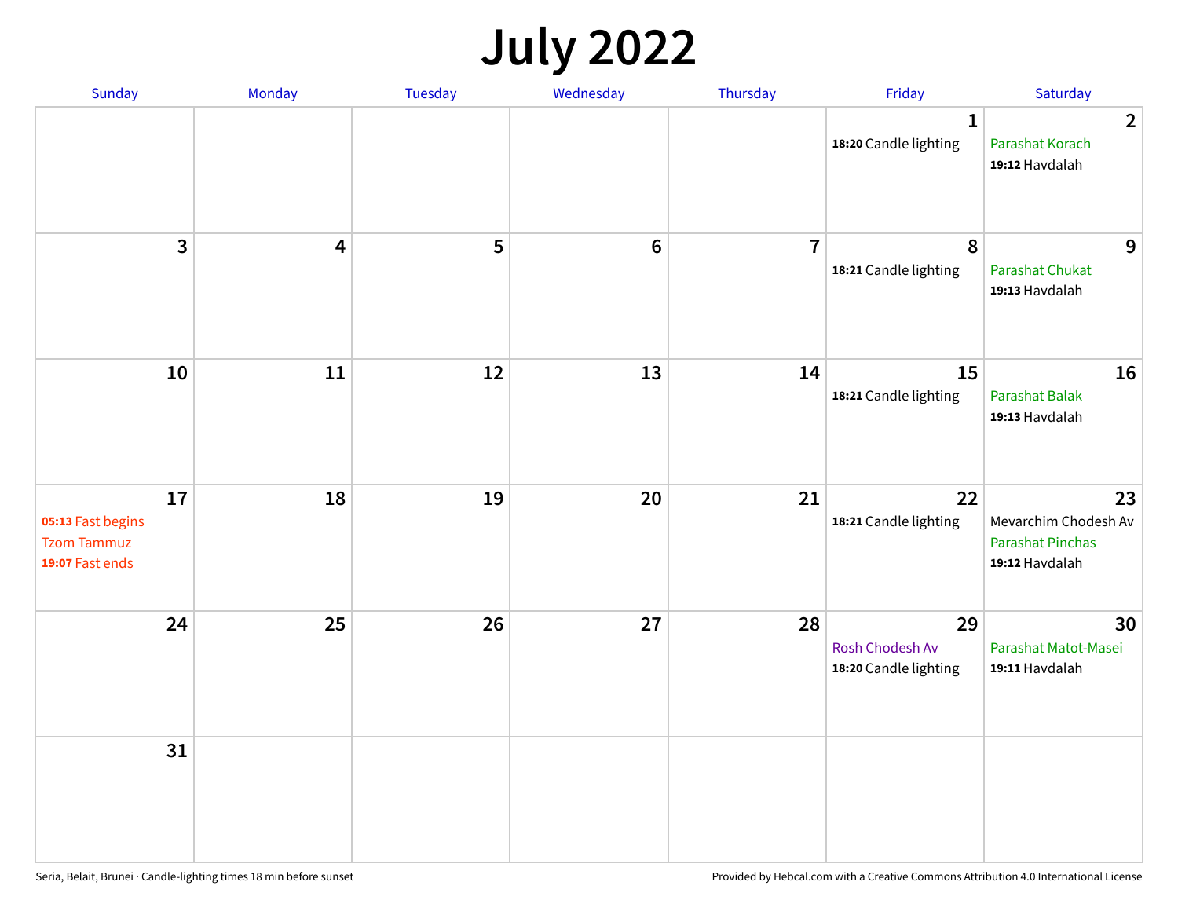# July 2022

| Sunday | Monday | Tuesday | Wednesday | Thursday | Friday | Saturday |
|---|---|---|---|---|---|---|
| | | | | | 1<br>**18:20** Candle lighting | 2<br>Parashat Korach<br>**19:12** Havdalah |
| 3 | 4 | 5 | 6 | 7 | 8<br>**18:21** Candle lighting | 9<br>Parashat Chukat<br>**19:13** Havdalah |
| 10 | 11 | 12 | 13 | 14 | 15<br>**18:21** Candle lighting | 16<br>Parashat Balak<br>**19:13** Havdalah |
| 17<br>**05:13** Fast begins<br>Tzom Tammuz<br>**19:07** Fast ends | 18 | 19 | 20 | 21 | 22<br>**18:21** Candle lighting | 23<br>Mevarchim Chodesh Av<br>Parashat Pinchas<br>**19:12** Havdalah |
| 24 | 25 | 26 | 27 | 28 | 29<br>Rosh Chodesh Av<br>**18:20** Candle lighting | 30<br>Parashat Matot-Masei<br>**19:11** Havdalah |
| 31 | | | | | | |

Seria, Belait, Brunei · Candle-lighting times 18 min before sunset

Provided by Hebcal.com with a Creative Commons Attribution 4.0 International License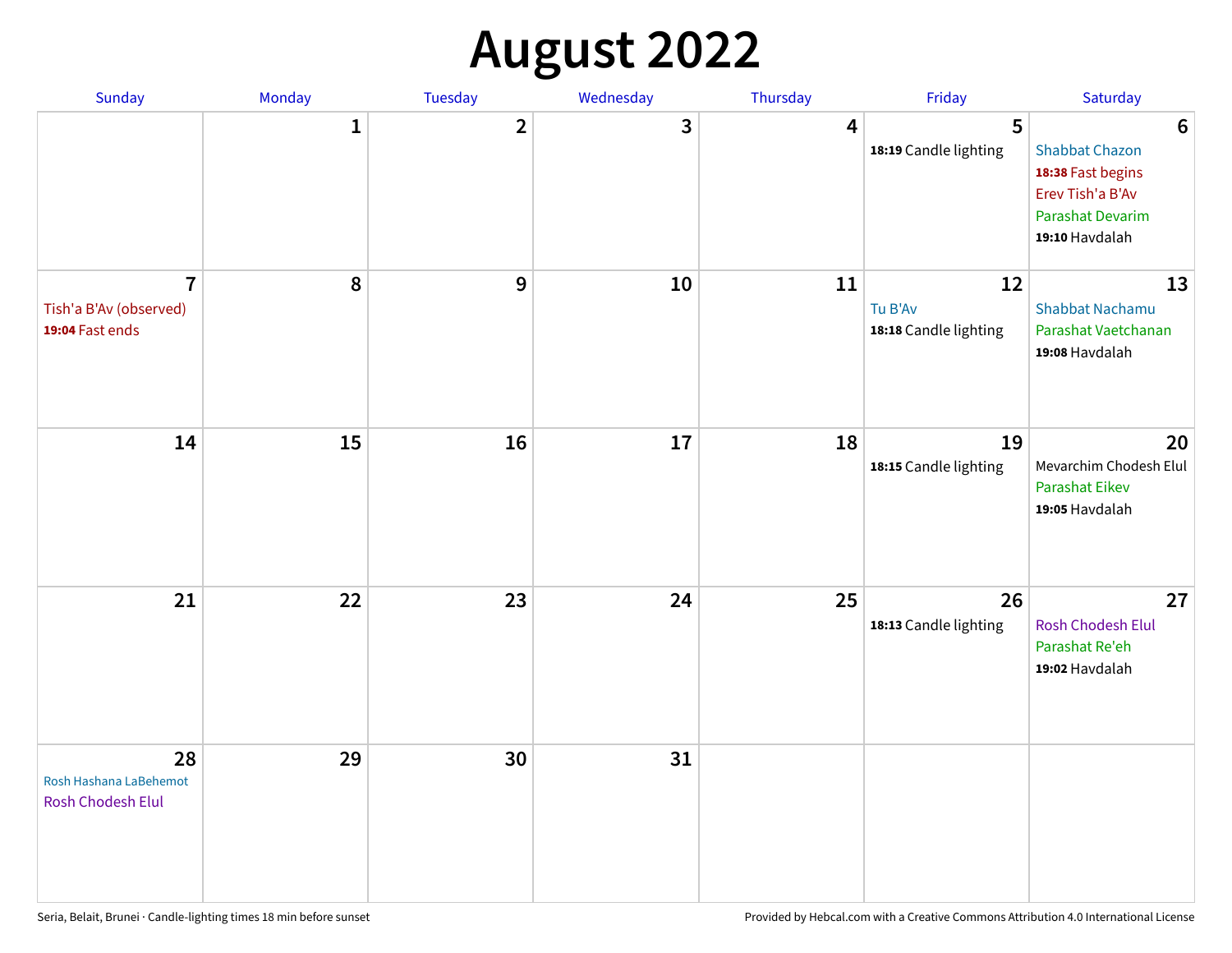# August 2022

| Sunday | Monday | Tuesday | Wednesday | Thursday | Friday | Saturday |
|---|---|---|---|---|---|---|
| | 1 | 2 | 3 | 4 | 5<br>**18:19** Candle lighting | 6<br>Shabbat Chazon<br>**18:38** Fast begins<br>Erev Tish'a B'Av<br>Parashat Devarim<br>**19:10** Havdalah |
| 7<br>Tish'a B'Av (observed)<br>**19:04** Fast ends | 8 | 9 | 10 | 11 | 12<br>Tu B'Av<br>**18:18** Candle lighting | 13<br>Shabbat Nachamu<br>Parashat Vaetchanan<br>**19:08** Havdalah |
| 14 | 15 | 16 | 17 | 18 | 19<br>**18:15** Candle lighting | 20<br>Mevarchim Chodesh Elul<br>Parashat Eikev<br>**19:05** Havdalah |
| 21 | 22 | 23 | 24 | 25 | 26<br>**18:13** Candle lighting | 27<br>Rosh Chodesh Elul<br>Parashat Re'eh<br>**19:02** Havdalah |
| 28<br>Rosh Hashana LaBehemot<br>Rosh Chodesh Elul | 29 | 30 | 31 | | | |

Seria, Belait, Brunei · Candle-lighting times 18 min before sunset

Provided by Hebcal.com with a Creative Commons Attribution 4.0 International License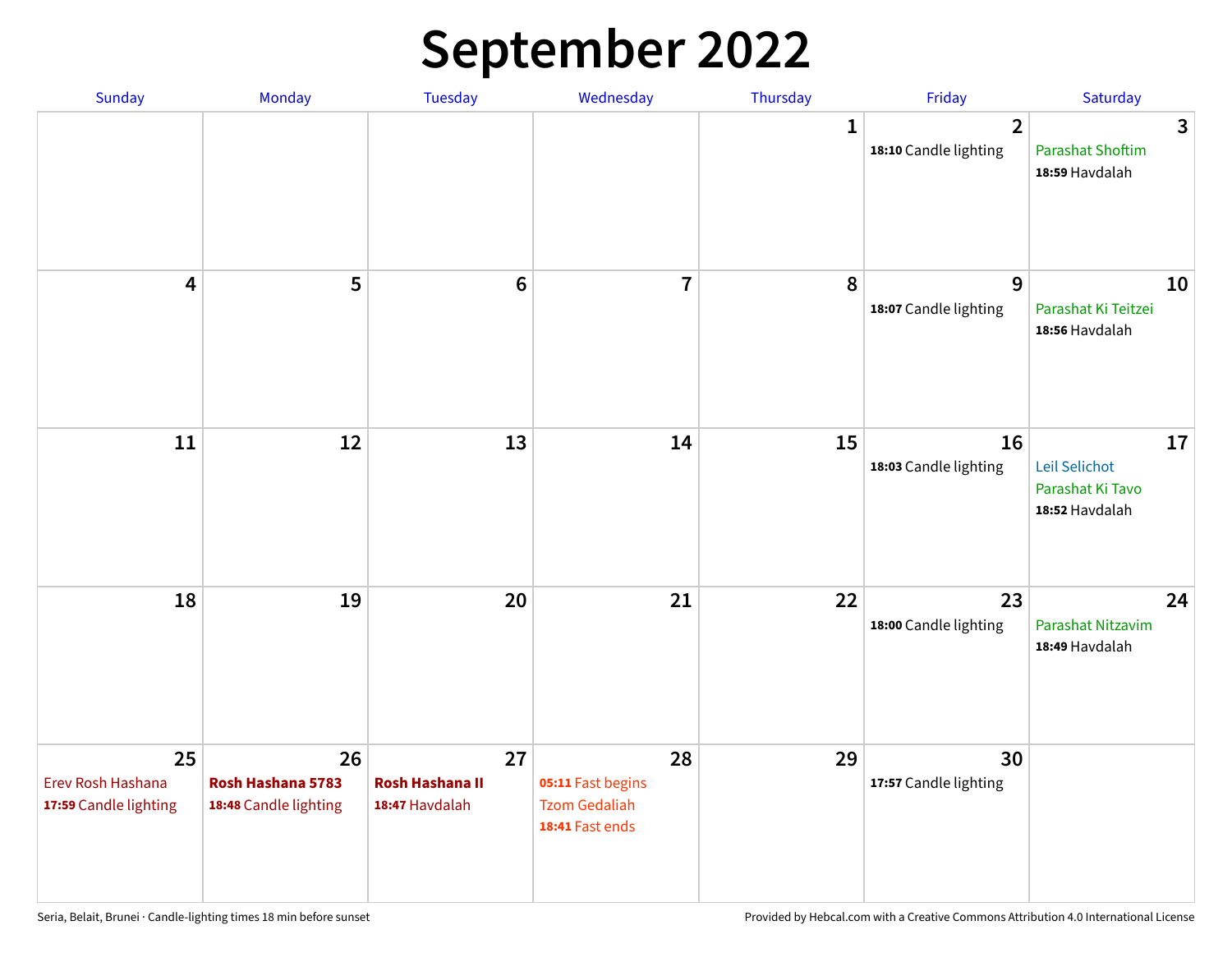# September 2022

| Sunday | Monday | Tuesday | Wednesday | Thursday | Friday | Saturday |
|---|---|---|---|---|---|---|
| | | | | 1 | 2<br>**18:10** Candle lighting | 3<br>Parashat Shoftim<br>**18:59** Havdalah |
| 4 | 5 | 6 | 7 | 8 | 9<br>**18:07** Candle lighting | 10<br>Parashat Ki Teitzei<br>**18:56** Havdalah |
| 11 | 12 | 13 | 14 | 15 | 16<br>**18:03** Candle lighting | 17<br>Leil Selichot<br>Parashat Ki Tavo<br>**18:52** Havdalah |
| 18 | 19 | 20 | 21 | 22 | 23<br>**18:00** Candle lighting | 24<br>Parashat Nitzavim<br>**18:49** Havdalah |
| 25<br>Erev Rosh Hashana<br>**17:59** Candle lighting | 26<br>**Rosh Hashana 5783**<br>**18:48** Candle lighting | 27<br>**Rosh Hashana II**<br>**18:47** Havdalah | 28<br>**05:11** Fast begins<br>Tzom Gedaliah<br>**18:41** Fast ends | 29 | 30<br>**17:57** Candle lighting | |

Seria, Belait, Brunei · Candle-lighting times 18 min before sunset

Provided by Hebcal.com with a Creative Commons Attribution 4.0 International License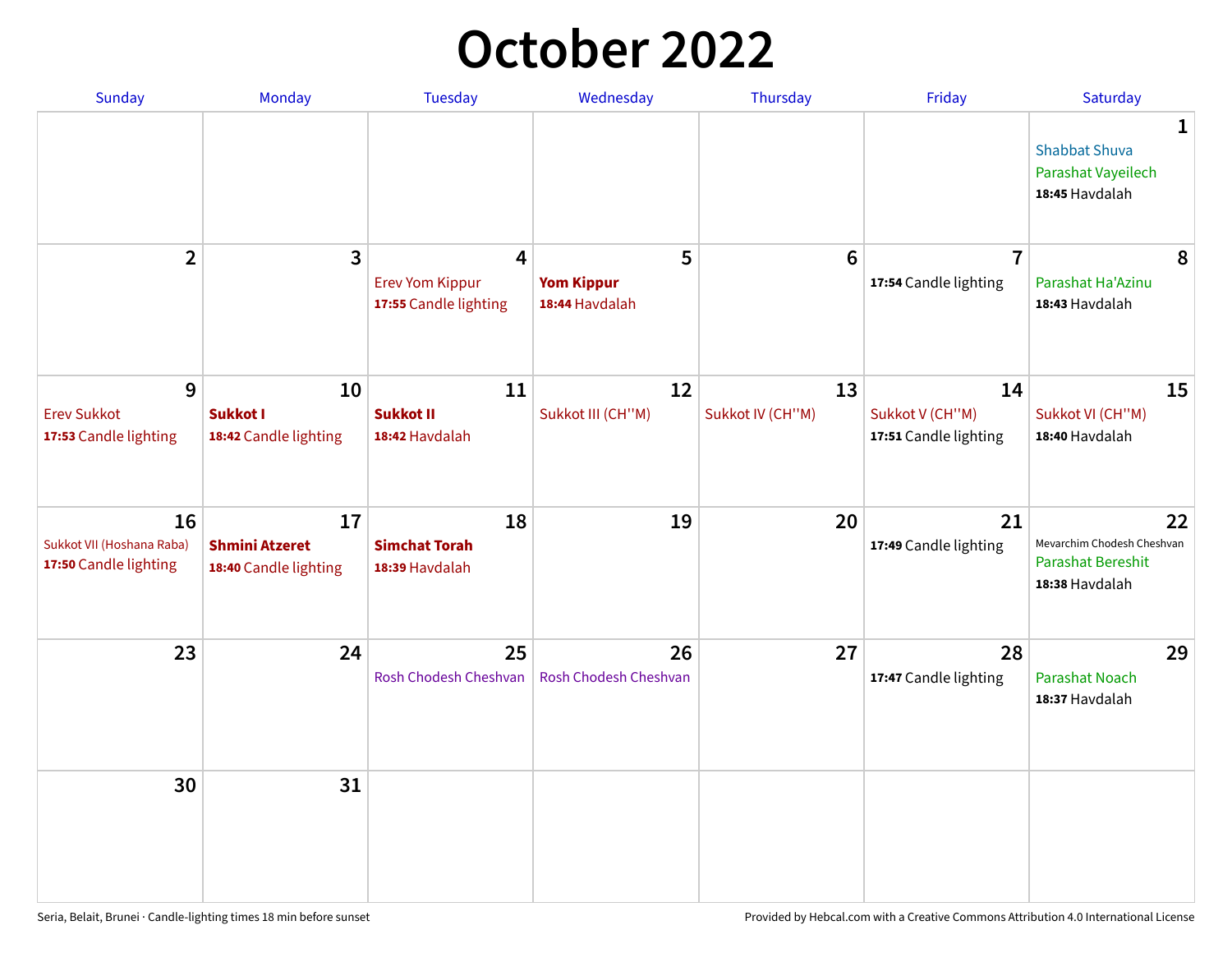# October 2022

| Sunday | Monday | Tuesday | Wednesday | Thursday | Friday | Saturday |
|---|---|---|---|---|---|---|
| | | | | | | **1**<br>Shabbat Shuva<br>Parashat Vayeilech<br>**18:45** Havdalah |
| **2** | **3** | **4**<br>Erev Yom Kippur<br>**17:55** Candle lighting | **5**<br>**Yom Kippur**<br>**18:44** Havdalah | **6** | **7**<br>**17:54** Candle lighting | **8**<br>Parashat Ha'Azinu<br>**18:43** Havdalah |
| **9**<br>Erev Sukkot<br>**17:53** Candle lighting | **10**<br>**Sukkot I**<br>**18:42** Candle lighting | **11**<br>**Sukkot II**<br>**18:42** Havdalah | **12**<br>Sukkot III (CH''M) | **13**<br>Sukkot IV (CH''M) | **14**<br>Sukkot V (CH''M)<br>**17:51** Candle lighting | **15**<br>Sukkot VI (CH''M)<br>**18:40** Havdalah |
| **16**<br>Sukkot VII (Hoshana Raba)<br>**17:50** Candle lighting | **17**<br>**Shmini Atzeret**<br>**18:40** Candle lighting | **18**<br>**Simchat Torah**<br>**18:39** Havdalah | **19** | **20** | **21**<br>**17:49** Candle lighting | **22**<br>Mevarchim Chodesh Cheshvan<br>Parashat Bereshit<br>**18:38** Havdalah |
| **23** | **24** | **25**<br>Rosh Chodesh Cheshvan | **26**<br>Rosh Chodesh Cheshvan | **27** | **28**<br>**17:47** Candle lighting | **29**<br>Parashat Noach<br>**18:37** Havdalah |
| **30** | **31** | | | | | |

Seria, Belait, Brunei · Candle-lighting times 18 min before sunset

Provided by Hebcal.com with a Creative Commons Attribution 4.0 International License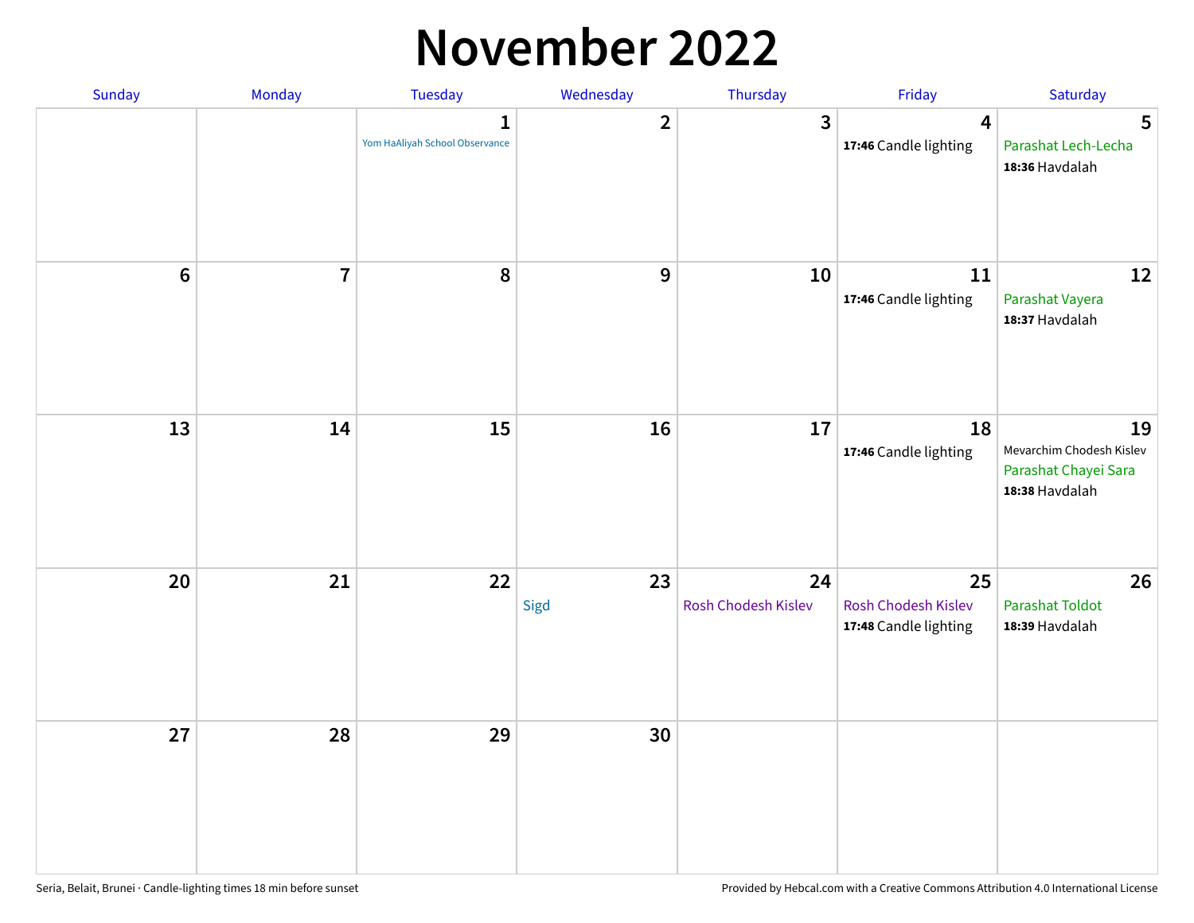# November 2022

| Sunday | Monday | Tuesday | Wednesday | Thursday | Friday | Saturday |
|---|---|---|---|---|---|---|
| | | 1<br>Yom HaAliyah School Observance | 2 | 3 | 4<br>**17:46** Candle lighting | 5<br>Parashat Lech-Lecha<br>**18:36** Havdalah |
| 6 | 7 | 8 | 9 | 10 | 11<br>**17:46** Candle lighting | 12<br>Parashat Vayera<br>**18:37** Havdalah |
| 13 | 14 | 15 | 16 | 17 | 18<br>**17:46** Candle lighting | 19<br>Mevarchim Chodesh Kislev<br>Parashat Chayei Sara<br>**18:38** Havdalah |
| 20 | 21 | 22 | 23<br>Sigd | 24<br>Rosh Chodesh Kislev | 25<br>Rosh Chodesh Kislev<br>**17:48** Candle lighting | 26<br>Parashat Toldot<br>**18:39** Havdalah |
| 27 | 28 | 29 | 30 | | | |

Seria, Belait, Brunei · Candle-lighting times 18 min before sunset

Provided by Hebcal.com with a Creative Commons Attribution 4.0 International License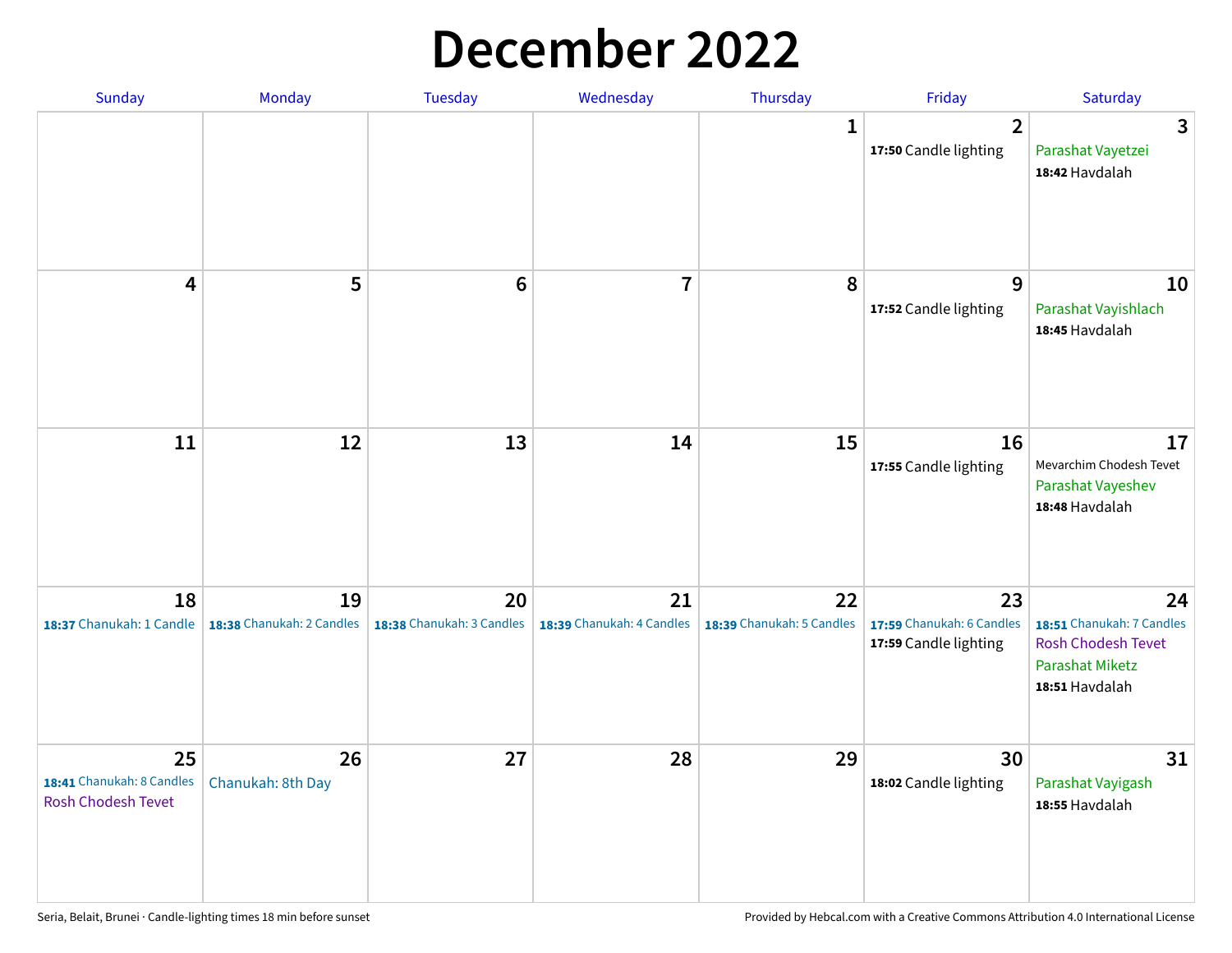# December 2022

| Sunday | Monday | Tuesday | Wednesday | Thursday | Friday | Saturday |
|---|---|---|---|---|---|---|
| | | | | 1 | 2<br>**17:50** Candle lighting | 3<br>Parashat Vayetzei<br>**18:42** Havdalah |
| 4 | 5 | 6 | 7 | 8 | 9<br>**17:52** Candle lighting | 10<br>Parashat Vayishlach<br>**18:45** Havdalah |
| 11 | 12 | 13 | 14 | 15 | 16<br>**17:55** Candle lighting | 17<br>Mevarchim Chodesh Tevet<br>Parashat Vayeshev<br>**18:48** Havdalah |
| 18<br>**18:37** Chanukah: 1 Candle | 19<br>**18:38** Chanukah: 2 Candles | 20<br>**18:38** Chanukah: 3 Candles | 21<br>**18:39** Chanukah: 4 Candles | 22<br>**18:39** Chanukah: 5 Candles | 23<br>**17:59** Chanukah: 6 Candles<br>**17:59** Candle lighting | 24<br>**18:51** Chanukah: 7 Candles<br>Rosh Chodesh Tevet<br>Parashat Miketz<br>**18:51** Havdalah |
| 25<br>**18:41** Chanukah: 8 Candles<br>Rosh Chodesh Tevet | 26<br>Chanukah: 8th Day | 27 | 28 | 29 | 30<br>**18:02** Candle lighting | 31<br>Parashat Vayigash<br>**18:55** Havdalah |

Seria, Belait, Brunei · Candle-lighting times 18 min before sunset

Provided by Hebcal.com with a Creative Commons Attribution 4.0 International License